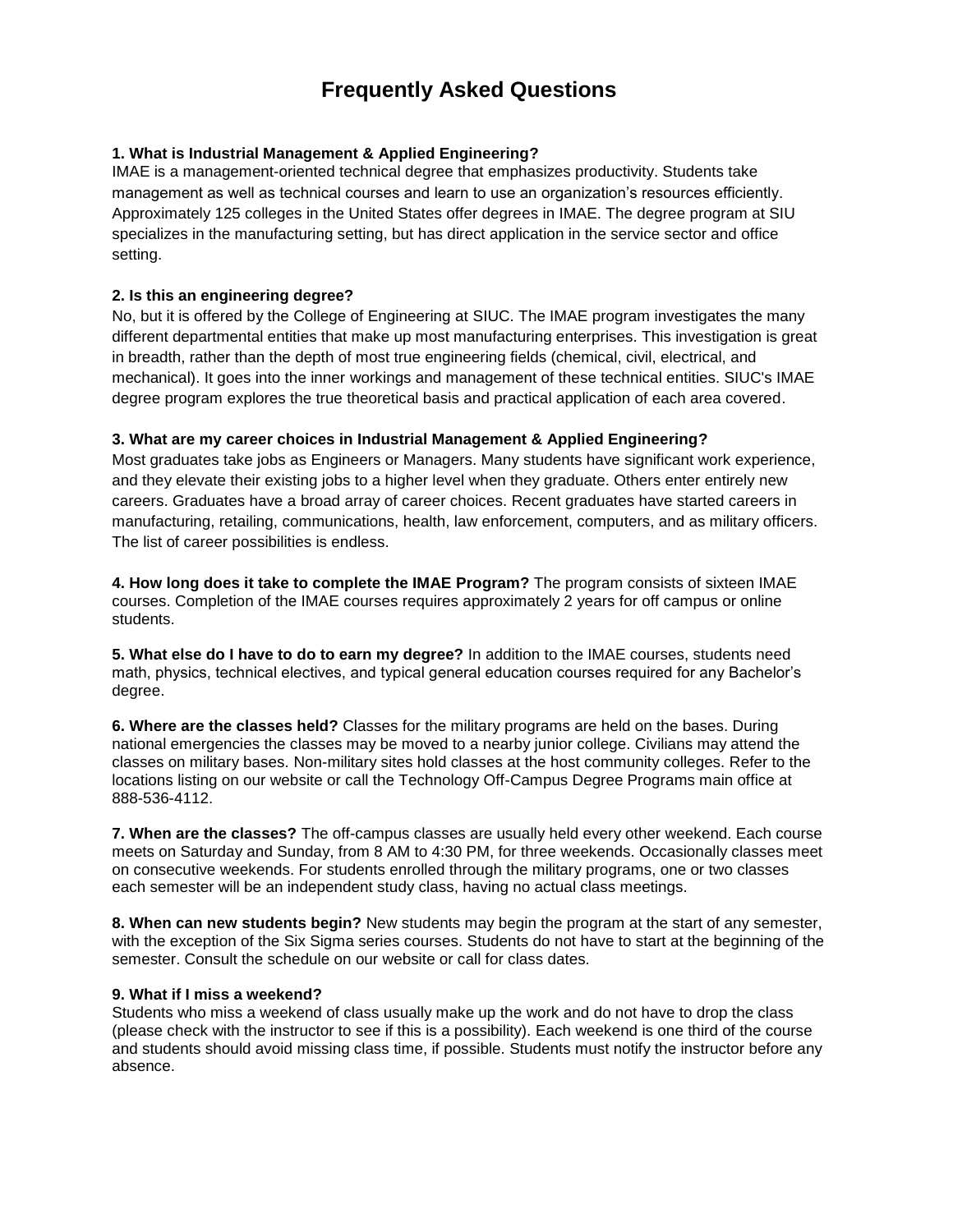# Frequently Asked Questions

**1. What is Industrial Management & Applied Engineering?**
IMAE is a management-oriented technical degree that emphasizes productivity. Students take management as well as technical courses and learn to use an organization's resources efficiently. Approximately 125 colleges in the United States offer degrees in IMAE. The degree program at SIU specializes in the manufacturing setting, but has direct application in the service sector and office setting.

**2. Is this an engineering degree?**
No, but it is offered by the College of Engineering at SIUC. The IMAE program investigates the many different departmental entities that make up most manufacturing enterprises. This investigation is great in breadth, rather than the depth of most true engineering fields (chemical, civil, electrical, and mechanical). It goes into the inner workings and management of these technical entities. SIUC's IMAE degree program explores the true theoretical basis and practical application of each area covered.

**3. What are my career choices in Industrial Management & Applied Engineering?**
Most graduates take jobs as Engineers or Managers. Many students have significant work experience, and they elevate their existing jobs to a higher level when they graduate. Others enter entirely new careers. Graduates have a broad array of career choices. Recent graduates have started careers in manufacturing, retailing, communications, health, law enforcement, computers, and as military officers. The list of career possibilities is endless.

**4. How long does it take to complete the IMAE Program?** The program consists of sixteen IMAE courses. Completion of the IMAE courses requires approximately 2 years for off campus or online students.

**5. What else do I have to do to earn my degree?** In addition to the IMAE courses, students need math, physics, technical electives, and typical general education courses required for any Bachelor's degree.

**6. Where are the classes held?** Classes for the military programs are held on the bases. During national emergencies the classes may be moved to a nearby junior college. Civilians may attend the classes on military bases. Non-military sites hold classes at the host community colleges. Refer to the locations listing on our website or call the Technology Off-Campus Degree Programs main office at 888-536-4112.

**7. When are the classes?** The off-campus classes are usually held every other weekend. Each course meets on Saturday and Sunday, from 8 AM to 4:30 PM, for three weekends. Occasionally classes meet on consecutive weekends. For students enrolled through the military programs, one or two classes each semester will be an independent study class, having no actual class meetings.

**8. When can new students begin?** New students may begin the program at the start of any semester, with the exception of the Six Sigma series courses. Students do not have to start at the beginning of the semester. Consult the schedule on our website or call for class dates.

**9. What if I miss a weekend?**
Students who miss a weekend of class usually make up the work and do not have to drop the class (please check with the instructor to see if this is a possibility). Each weekend is one third of the course and students should avoid missing class time, if possible. Students must notify the instructor before any absence.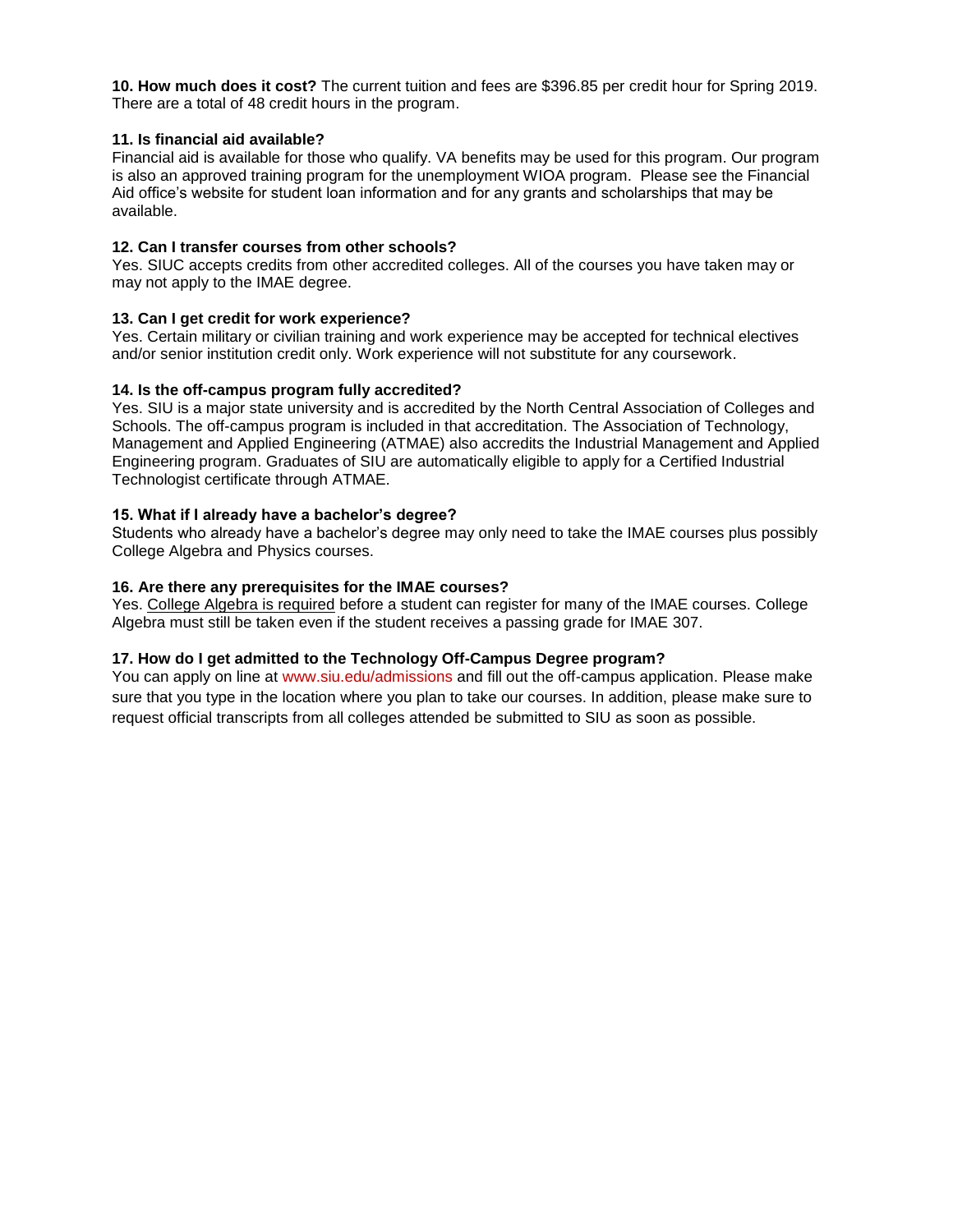**10. How much does it cost?** The current tuition and fees are $396.85 per credit hour for Spring 2019. There are a total of 48 credit hours in the program.

**11. Is financial aid available?**
Financial aid is available for those who qualify. VA benefits may be used for this program. Our program is also an approved training program for the unemployment WIOA program. Please see the Financial Aid office's website for student loan information and for any grants and scholarships that may be available.

**12. Can I transfer courses from other schools?**
Yes. SIUC accepts credits from other accredited colleges. All of the courses you have taken may or may not apply to the IMAE degree.

**13. Can I get credit for work experience?**
Yes. Certain military or civilian training and work experience may be accepted for technical electives and/or senior institution credit only. Work experience will not substitute for any coursework.

**14. Is the off-campus program fully accredited?**
Yes. SIU is a major state university and is accredited by the North Central Association of Colleges and Schools. The off-campus program is included in that accreditation. The Association of Technology, Management and Applied Engineering (ATMAE) also accredits the Industrial Management and Applied Engineering program. Graduates of SIU are automatically eligible to apply for a Certified Industrial Technologist certificate through ATMAE.

**15. What if I already have a bachelor's degree?**
Students who already have a bachelor's degree may only need to take the IMAE courses plus possibly College Algebra and Physics courses.

**16. Are there any prerequisites for the IMAE courses?**
Yes. College Algebra is required before a student can register for many of the IMAE courses. College Algebra must still be taken even if the student receives a passing grade for IMAE 307.

**17. How do I get admitted to the Technology Off-Campus Degree program?**
You can apply on line at www.siu.edu/admissions and fill out the off-campus application. Please make sure that you type in the location where you plan to take our courses. In addition, please make sure to request official transcripts from all colleges attended be submitted to SIU as soon as possible.